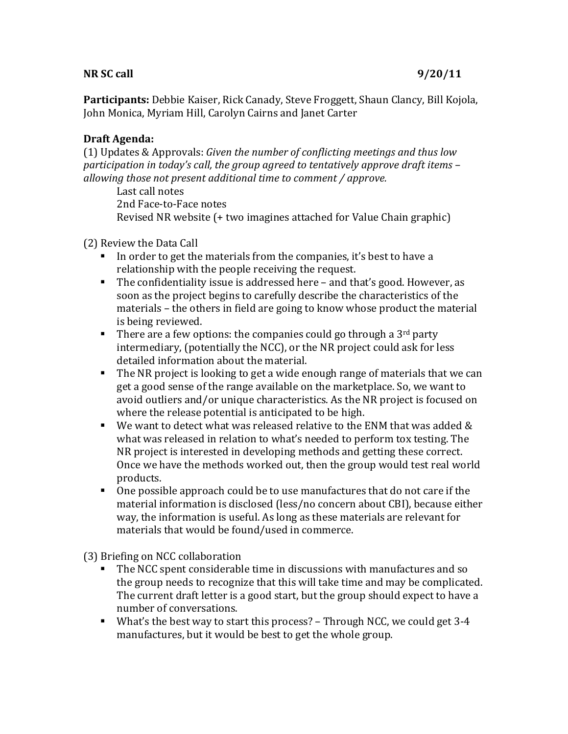**NR SC call** **9/20/11**

**Participants:** Debbie Kaiser, Rick Canady, Steve Froggett, Shaun Clancy, Bill Kojola, John Monica, Myriam Hill, Carolyn Cairns and Janet Carter

**Draft Agenda:**

(1) Updates & Approvals: *Given the number of conflicting meetings and thus low participation in today's call, the group agreed to tentatively approve draft items – allowing those not present additional time to comment / approve.*

Last call notes
2nd Face-to-Face notes
Revised NR website (+ two imagines attached for Value Chain graphic)

(2) Review the Data Call

- In order to get the materials from the companies, it's best to have a relationship with the people receiving the request.
- The confidentiality issue is addressed here – and that's good. However, as soon as the project begins to carefully describe the characteristics of the materials – the others in field are going to know whose product the material is being reviewed.
- There are a few options: the companies could go through a 3rd party intermediary, (potentially the NCC), or the NR project could ask for less detailed information about the material.
- The NR project is looking to get a wide enough range of materials that we can get a good sense of the range available on the marketplace. So, we want to avoid outliers and/or unique characteristics. As the NR project is focused on where the release potential is anticipated to be high.
- We want to detect what was released relative to the ENM that was added & what was released in relation to what's needed to perform tox testing. The NR project is interested in developing methods and getting these correct. Once we have the methods worked out, then the group would test real world products.
- One possible approach could be to use manufactures that do not care if the material information is disclosed (less/no concern about CBI), because either way, the information is useful. As long as these materials are relevant for materials that would be found/used in commerce.

(3) Briefing on NCC collaboration

- The NCC spent considerable time in discussions with manufactures and so the group needs to recognize that this will take time and may be complicated. The current draft letter is a good start, but the group should expect to have a number of conversations.
- What's the best way to start this process? – Through NCC, we could get 3-4 manufactures, but it would be best to get the whole group.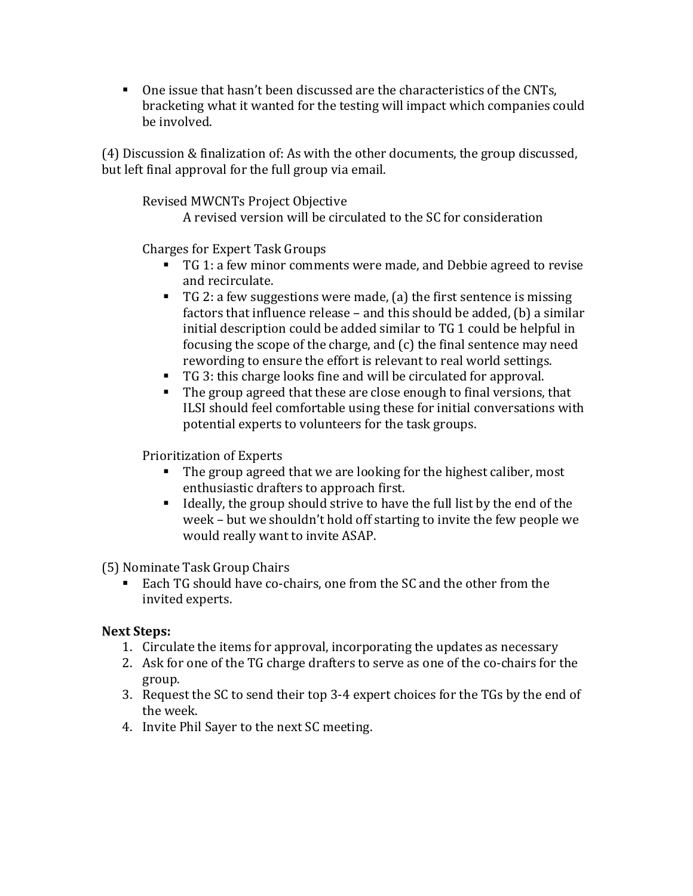- One issue that hasn't been discussed are the characteristics of the CNTs, bracketing what it wanted for the testing will impact which companies could be involved.

(4) Discussion & finalization of: As with the other documents, the group discussed, but left final approval for the full group via email.

Revised MWCNTs Project Objective

A revised version will be circulated to the SC for consideration

Charges for Expert Task Groups

- TG 1: a few minor comments were made, and Debbie agreed to revise and recirculate.
- TG 2: a few suggestions were made, (a) the first sentence is missing factors that influence release – and this should be added, (b) a similar initial description could be added similar to TG 1 could be helpful in focusing the scope of the charge, and (c) the final sentence may need rewording to ensure the effort is relevant to real world settings.
- TG 3: this charge looks fine and will be circulated for approval.
- The group agreed that these are close enough to final versions, that ILSI should feel comfortable using these for initial conversations with potential experts to volunteers for the task groups.

Prioritization of Experts

- The group agreed that we are looking for the highest caliber, most enthusiastic drafters to approach first.
- Ideally, the group should strive to have the full list by the end of the week – but we shouldn't hold off starting to invite the few people we would really want to invite ASAP.

(5) Nominate Task Group Chairs

- Each TG should have co-chairs, one from the SC and the other from the invited experts.

**Next Steps:**

1. Circulate the items for approval, incorporating the updates as necessary
2. Ask for one of the TG charge drafters to serve as one of the co-chairs for the group.
3. Request the SC to send their top 3-4 expert choices for the TGs by the end of the week.
4. Invite Phil Sayer to the next SC meeting.